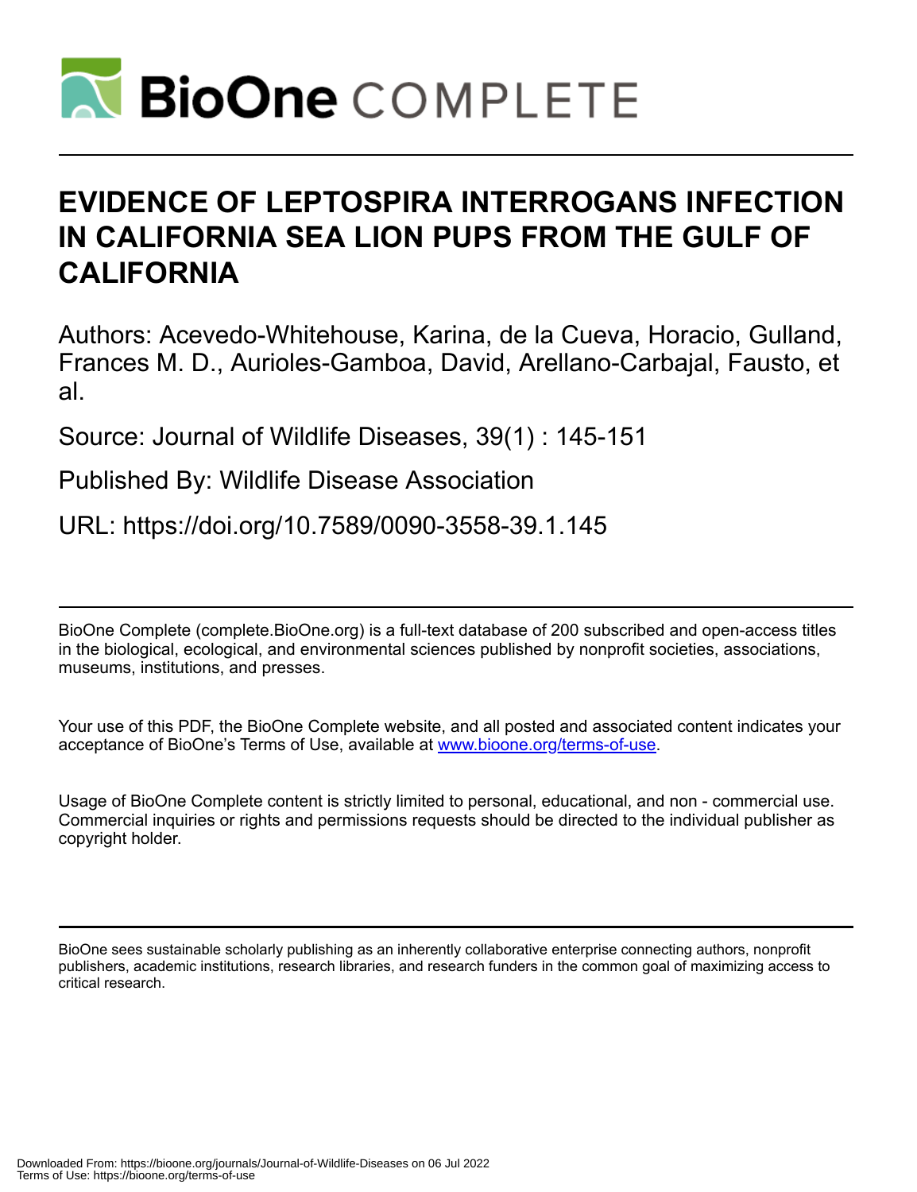# EVIDENCE OF LEPTOSPIRA INTERROGANS INFECTION IN CALIFORNIA SEA LION PUPS FROM THE GULF OF CALIFORNIA

Authors: Acevedo-Whitehouse, Karina, de la Cueva, Horacio, Gulland, Frances M. D., Aurioles-Gamboa, David, Arellano-Carbajal, Fausto, et al.

Source: Journal of Wildlife Diseases, 39(1) : 145-151

Published By: Wildlife Disease Association

URL: https://doi.org/10.7589/0090-3558-39.1.145

---

BioOne Complete (complete.BioOne.org) is a full-text database of 200 subscribed and open-access titles in the biological, ecological, and environmental sciences published by nonprofit societies, associations, museums, institutions, and presses.

Your use of this PDF, the BioOne Complete website, and all posted and associated content indicates your acceptance of BioOne's Terms of Use, available at www.bioone.org/terms-of-use.

Usage of BioOne Complete content is strictly limited to personal, educational, and non - commercial use. Commercial inquiries or rights and permissions requests should be directed to the individual publisher as copyright holder.

---

BioOne sees sustainable scholarly publishing as an inherently collaborative enterprise connecting authors, nonprofit publishers, academic institutions, research libraries, and research funders in the common goal of maximizing access to critical research.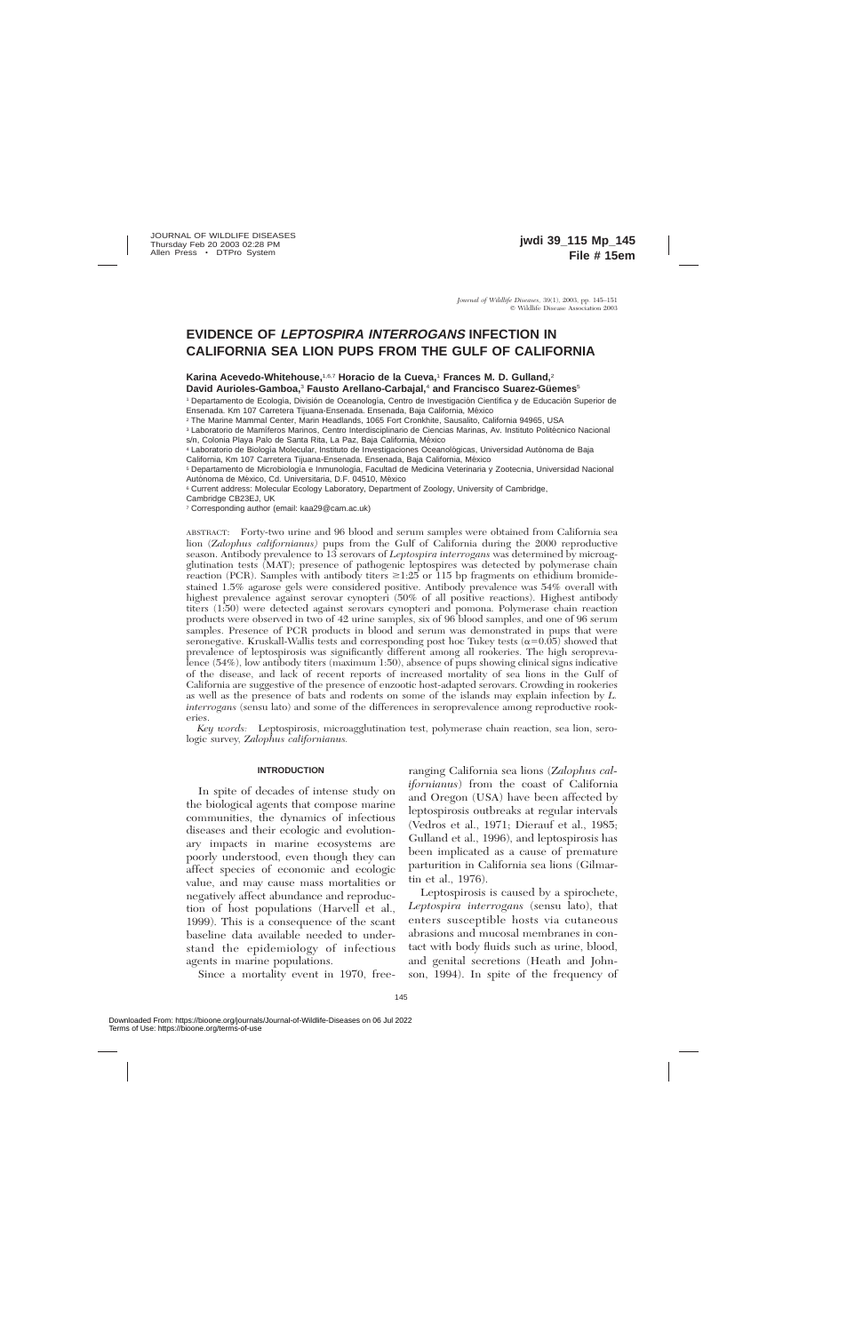# EVIDENCE OF *LEPTOSPIRA INTERROGANS* INFECTION IN CALIFORNIA SEA LION PUPS FROM THE GULF OF CALIFORNIA

**Karina Acevedo-Whitehouse,**[1,6,7] **Horacio de la Cueva,**[1] **Frances M. D. Gulland,**[2] **David Aurioles-Gamboa,**[3] **Fausto Arellano-Carbajal,**[4] **and Francisco Suarez-Güemes**[5]

[1] Departamento de Ecología, División de Oceanología, Centro de Investigación Científica y de Educación Superior de Ensenada. Km 107 Carretera Tijuana-Ensenada. Ensenada, Baja California, México

[2] The Marine Mammal Center, Marin Headlands, 1065 Fort Cronkhite, Sausalito, California 94965, USA

[3] Laboratorio de Mamíferos Marinos, Centro Interdisciplinario de Ciencias Marinas, Av. Instituto Politécnico Nacional s/n, Colonia Playa Palo de Santa Rita, La Paz, Baja California, México

[4] Laboratorio de Biología Molecular, Instituto de Investigaciones Oceanológicas, Universidad Autónoma de Baja California, Km 107 Carretera Tijuana-Ensenada. Ensenada, Baja California, México

[5] Departamento de Microbiología e Inmunología, Facultad de Medicina Veterinaria y Zootecnia, Universidad Nacional Autónoma de México, Cd. Universitaria, D.F. 04510, México

[6] Current address: Molecular Ecology Laboratory, Department of Zoology, University of Cambridge, Cambridge CB23EJ, UK

[7] Corresponding author (email: kaa29@cam.ac.uk)

ABSTRACT: Forty-two urine and 96 blood and serum samples were obtained from California sea lion (*Zalophus californianus*) pups from the Gulf of California during the 2000 reproductive season. Antibody prevalence to 13 serovars of *Leptospira interrogans* was determined by microagglutination tests (MAT); presence of pathogenic leptospires was detected by polymerase chain reaction (PCR). Samples with antibody titers ≥1:25 or 115 bp fragments on ethidium bromide-stained 1.5% agarose gels were considered positive. Antibody prevalence was 54% overall with highest prevalence against serovar cynopteri (50% of all positive reactions). Highest antibody titers (1:50) were detected against serovars cynopteri and pomona. Polymerase chain reaction products were observed in two of 42 urine samples, six of 96 blood samples, and one of 96 serum samples. Presence of PCR products in blood and serum was demonstrated in pups that were seronegative. Kruskall-Wallis tests and corresponding post hoc Tukey tests ($\alpha=0.05$) showed that prevalence of leptospirosis was significantly different among all rookeries. The high seroprevalence (54%), low antibody titers (maximum 1:50), absence of pups showing clinical signs indicative of the disease, and lack of recent reports of increased mortality of sea lions in the Gulf of California are suggestive of the presence of enzootic host-adapted serovars. Crowding in rookeries as well as the presence of bats and rodents on some of the islands may explain infection by *L. interrogans* (sensu lato) and some of the differences in seroprevalence among reproductive rookeries.

*Key words:* Leptospirosis, microagglutination test, polymerase chain reaction, sea lion, serologic survey, *Zalophus californianus.*

## INTRODUCTION

In spite of decades of intense study on the biological agents that compose marine communities, the dynamics of infectious diseases and their ecologic and evolutionary impacts in marine ecosystems are poorly understood, even though they can affect species of economic and ecologic value, and may cause mass mortalities or negatively affect abundance and reproduction of host populations (Harvell et al., 1999). This is a consequence of the scant baseline data available needed to understand the epidemiology of infectious agents in marine populations.

Since a mortality event in 1970, free-ranging California sea lions (*Zalophus californianus*) from the coast of California and Oregon (USA) have been affected by leptospirosis outbreaks at regular intervals (Vedros et al., 1971; Dierauf et al., 1985; Gulland et al., 1996), and leptospirosis has been implicated as a cause of premature parturition in California sea lions (Gilmartin et al., 1976).

Leptospirosis is caused by a spirochete, *Leptospira interrogans* (sensu lato), that enters susceptible hosts via cutaneous abrasions and mucosal membranes in contact with body fluids such as urine, blood, and genital secretions (Heath and Johnson, 1994). In spite of the frequency of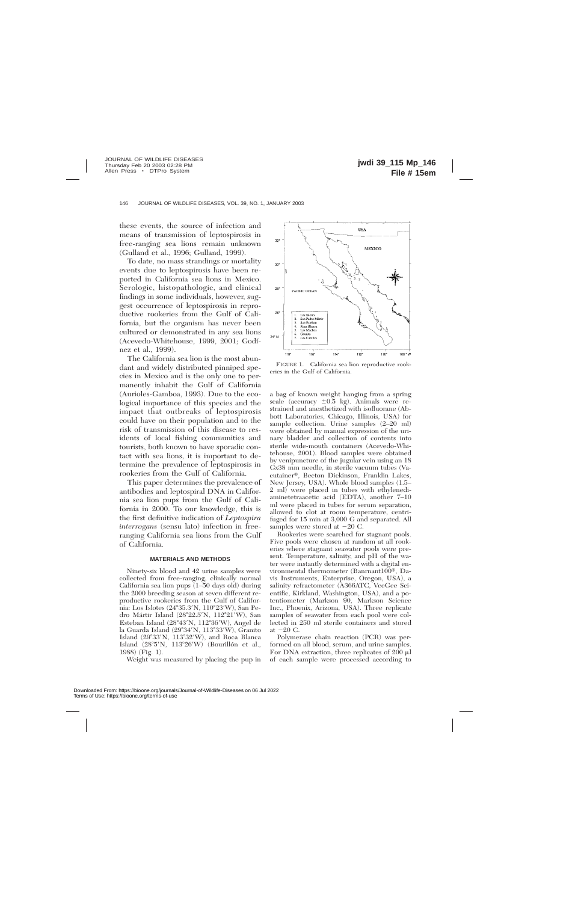these events, the source of infection and means of transmission of leptospirosis in free-ranging sea lions remain unknown (Gulland et al., 1996; Gulland, 1999).

To date, no mass strandings or mortality events due to leptospirosis have been reported in California sea lions in Mexico. Serologic, histopathologic, and clinical findings in some individuals, however, suggest occurrence of leptospirosis in reproductive rookeries from the Gulf of California, but the organism has never been cultured or demonstrated in any sea lions (Acevedo-Whitehouse, 1999, 2001; Godínez et al., 1999).

The California sea lion is the most abundant and widely distributed pinniped species in Mexico and is the only one to permanently inhabit the Gulf of California (Aurioles-Gamboa, 1993). Due to the ecological importance of this species and the impact that outbreaks of leptospirosis could have on their population and to the risk of transmission of this disease to residents of local fishing communities and tourists, both known to have sporadic contact with sea lions, it is important to determine the prevalence of leptospirosis in rookeries from the Gulf of California.

This paper determines the prevalence of antibodies and leptospiral DNA in California sea lion pups from the Gulf of California in 2000. To our knowledge, this is the first definitive indication of *Leptospira interrogans* (sensu lato) infection in free-ranging California sea lions from the Gulf of California.

## MATERIALS AND METHODS

Ninety-six blood and 42 urine samples were collected from free-ranging, clinically normal California sea lion pups (1–50 days old) during the 2000 breeding season at seven different reproductive rookeries from the Gulf of California: Los Islotes (24°35.3′N, 110°23′W), San Pedro Mártir Island (28°22.5′N, 112°21′W), San Esteban Island (28°43′N, 112°36′W), Angel de la Guarda Island (29°34′N, 113°33′W), Granito Island (29°33′N, 113°32′W), and Roca Blanca Island (28°5′N, 113°26′W) (Bourillón et al., 1988) (Fig. 1).

Weight was measured by placing the pup in a bag of known weight hanging from a spring scale (accuracy ±0.5 kg). Animals were restrained and anesthetized with isofluorane (Abbott Laboratories, Chicago, Illinois, USA) for sample collection. Urine samples (2–20 ml) were obtained by manual expression of the urinary bladder and collection of contents into sterile wide-mouth containers (Acevedo-Whitehouse, 2001). Blood samples were obtained by venipuncture of the jugular vein using an 18 Gx38 mm needle, in sterile vacuum tubes (Vacutainer®, Becton Dickinson, Franklin Lakes, New Jersey, USA). Whole blood samples (1.5–2 ml) were placed in tubes with ethylenediaminetetraacetic acid (EDTA), another 7–10 ml were placed in tubes for serum separation, allowed to clot at room temperature, centrifuged for 15 min at 3,000 G and separated. All samples were stored at −20 C.

FIGURE 1. California sea lion reproductive rookeries in the Gulf of California.

Rookeries were searched for stagnant pools. Five pools were chosen at random at all rookeries where stagnant seawater pools were present. Temperature, salinity, and pH of the water were instantly determined with a digital environmental thermometer (Banrnant100®, Davis Instruments, Enterprise, Oregon, USA), a salinity refractometer (A366ATC, VeeGee Scientific, Kirkland, Washington, USA), and a potentiometer (Markson 90, Markson Science Inc., Phoenix, Arizona, USA). Three replicate samples of seawater from each pool were collected in 250 ml sterile containers and stored at −20 C.

Polymerase chain reaction (PCR) was performed on all blood, serum, and urine samples. For DNA extraction, three replicates of 200 µl of each sample were processed according to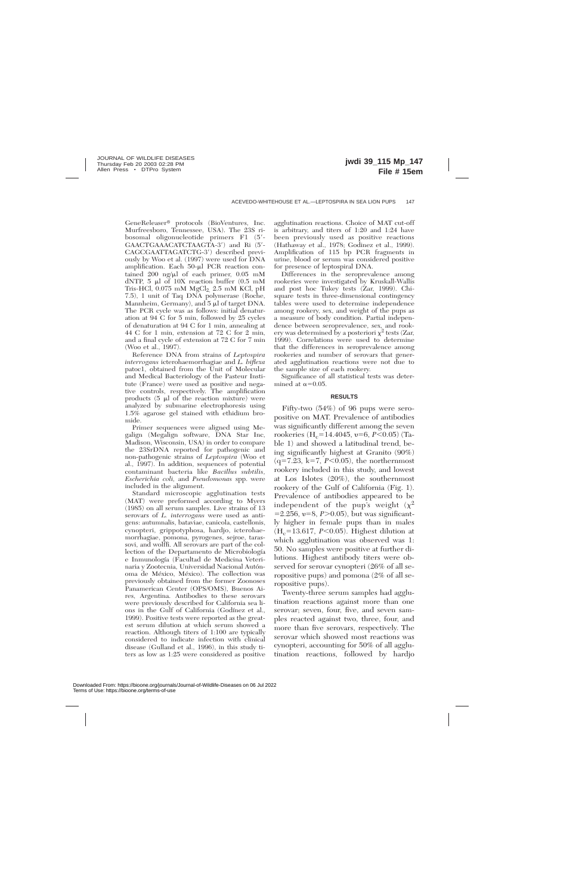GeneReleaser® protocols (BioVentures, Inc. Murfreesboro, Tennessee, USA). The 23S ribosomal oligonucleotide primers F1 (5′-GAACTGAAACATCTAAGTA-3′) and Ri (5′-CAGCGAATTAGATCTG-3′) described previously by Woo et al. (1997) were used for DNA amplification. Each 50-μl PCR reaction contained 200 ng/μl of each primer, 0.05 mM dNTP, 5 μl of 10X reaction buffer (0.5 mM Tris-HCl, 0.075 mM $MgCl_2$, 2.5 mM KCl, pH 7.5), 1 unit of Taq DNA polymerase (Roche, Mannheim, Germany), and 5 μl of target DNA. The PCR cycle was as follows: initial denaturation at 94 C for 5 min, followed by 25 cycles of denaturation at 94 C for 1 min, annealing at 44 C for 1 min, extension at 72 C for 2 min, and a final cycle of extension at 72 C for 7 min (Woo et al., 1997).

Reference DNA from strains of *Leptospira interrogans* icterohaemorrhagiae and *L. biflexa* patoc1, obtained from the Unit of Molecular and Medical Bacteriology of the Pasteur Institute (France) were used as positive and negative controls, respectively. The amplification products (5 μl of the reaction mixture) were analyzed by submarine electrophoresis using 1.5% agarose gel stained with ethidium bromide.

Primer sequences were aligned using Megalign (Megalign software, DNA Star Inc, Madison, Wisconsin, USA) in order to compare the 23SrDNA reported for pathogenic and non-pathogenic strains of *Leptospira* (Woo et al., 1997). In addition, sequences of potential contaminant bacteria like *Bacillus subtilis*, *Escherichia coli*, and *Pseudomonas* spp. were included in the alignment.

Standard microscopic agglutination tests (MAT) were preformed according to Myers (1985) on all serum samples. Live strains of 13 serovars of *L. interrogans* were used as antigens: autumnalis, bataviae, canicola, castellonis, cynopteri, grippotyphosa, hardjo, icterohaemorrhagiae, pomona, pyrogenes, sejroe, tarassovi, and wolffi. All serovars are part of the collection of the Departamento de Microbiología e Inmunología (Facultad de Medicina Veterinaria y Zootecnia, Universidad Nacional Autónoma de México, México). The collection was previously obtained from the former Zoonoses Panamerican Center (OPS/OMS), Buenos Aires, Argentina. Antibodies to these serovars were previously described for California sea lions in the Gulf of California (Godínez et al., 1999). Positive tests were reported as the greatest serum dilution at which serum showed a reaction. Although titers of 1:100 are typically considered to indicate infection with clinical disease (Gulland et al., 1996), in this study titers as low as 1:25 were considered as positive agglutination reactions. Choice of MAT cut-off is arbitrary, and titers of 1:20 and 1:24 have been previously used as positive reactions (Hathaway et al., 1978; Godínez et al., 1999). Amplification of 115 bp PCR fragments in urine, blood or serum was considered positive for presence of leptospiral DNA.

Differences in the seroprevalence among rookeries were investigated by Kruskall-Wallis and post hoc Tukey tests (Zar, 1999). Chi-square tests in three-dimensional contingency tables were used to determine independence among rookery, sex, and weight of the pups as a measure of body condition. Partial independence between seroprevalence, sex, and rookery was determined by a posteriori $\chi^2$ tests (Zar, 1999). Correlations were used to determine that the differences in seroprevalence among rookeries and number of serovars that generated agglutination reactions were not due to the sample size of each rookery.

Significance of all statistical tests was determined at $\alpha$=0.05.

## RESULTS

Fifty-two (54%) of 96 pups were seropositive on MAT. Prevalence of antibodies was significantly different among the seven rookeries ($H_c$=14.4045, $\upsilon$=6, $P$<0.05) (Table 1) and showed a latitudinal trend, being significantly highest at Granito (90%) ($q$=7.23, $k$=7, $P$<0.05), the northernmost rookery included in this study, and lowest at Los Islotes (20%), the southernmost rookery of the Gulf of California (Fig. 1). Prevalence of antibodies appeared to be independent of the pup's weight ($\chi^2$=2.256, $\upsilon$=8, $P$>0.05), but was significantly higher in female pups than in males ($H_c$=13.617, $P$<0.05). Highest dilution at which agglutination was observed was 1:50. No samples were positive at further dilutions. Highest antibody titers were observed for serovar cynopteri (26% of all seropositive pups) and pomona (2% of all seropositive pups).

Twenty-three serum samples had agglutination reactions against more than one serovar; seven, four, five, and seven samples reacted against two, three, four, and more than five serovars, respectively. The serovar which showed most reactions was cynopteri, accounting for 50% of all agglutination reactions, followed by hardjo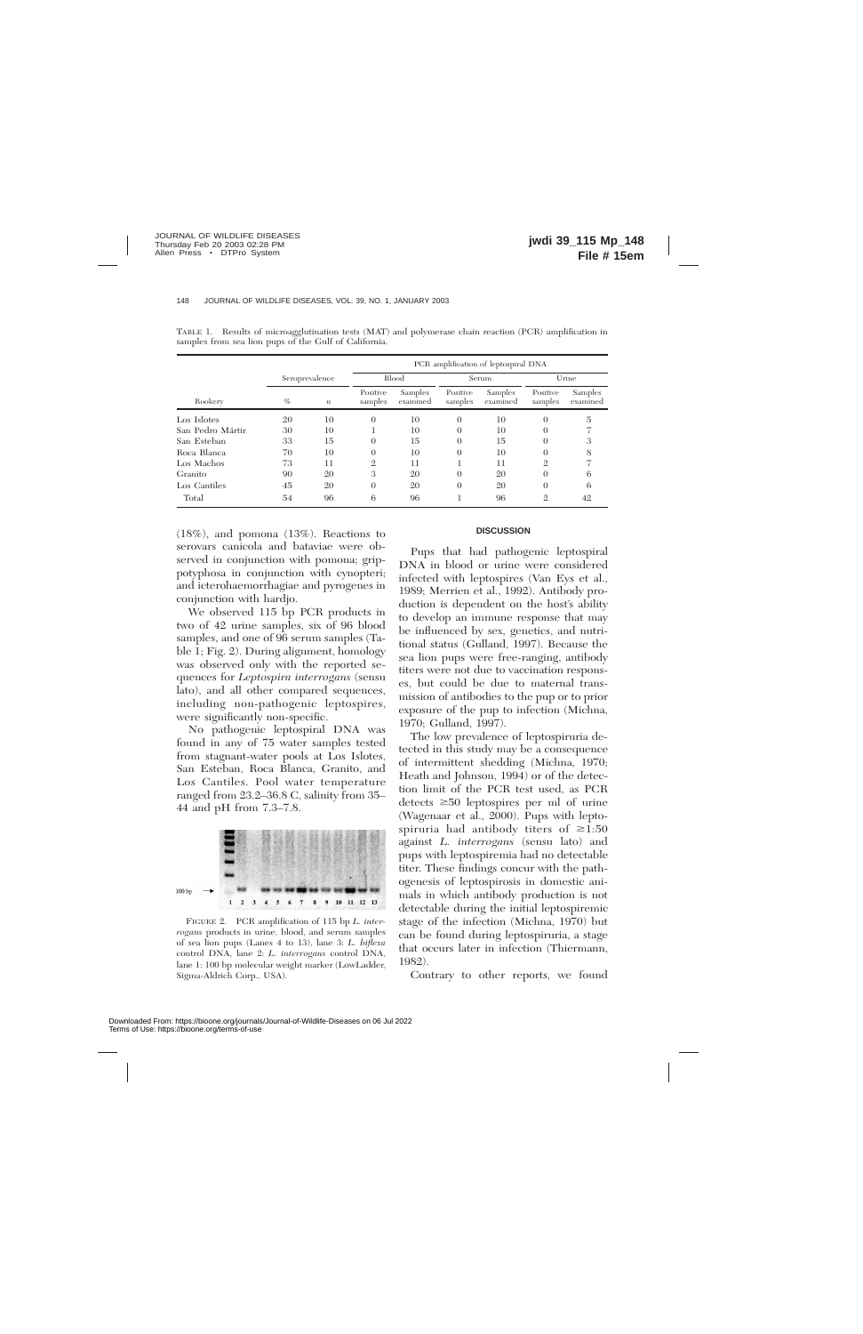TABLE 1. Results of microagglutination tests (MAT) and polymerase chain reaction (PCR) amplification in samples from sea lion pups of the Gulf of California.

| Rookery | Seroprevalence | | PCR amplification of leptospiral DNA | | | | | |
|---|---|---|---|---|---|---|---|---|
| | | | Blood | | Serum | | Urine | |
| | % | *n* | Positive samples | Samples examined | Positive samples | Samples examined | Positive samples | Samples examined |
| Los Islotes | 20 | 10 | 0 | 10 | 0 | 10 | 0 | 5 |
| San Pedro Mártir | 30 | 10 | 1 | 10 | 0 | 10 | 0 | 7 |
| San Esteban | 33 | 15 | 0 | 15 | 0 | 15 | 0 | 3 |
| Roca Blanca | 70 | 10 | 0 | 10 | 0 | 10 | 0 | 8 |
| Los Machos | 73 | 11 | 2 | 11 | 1 | 11 | 2 | 7 |
| Granito | 90 | 20 | 3 | 20 | 0 | 20 | 0 | 6 |
| Los Cantiles | 45 | 20 | 0 | 20 | 0 | 20 | 0 | 6 |
| Total | 54 | 96 | 6 | 96 | 1 | 96 | 2 | 42 |

(18%), and pomona (13%). Reactions to serovars canicola and bataviae were observed in conjunction with pomona; grippotyphosa in conjunction with cynopteri; and icterohaemorrhagiae and pyrogenes in conjunction with hardjo.

We observed 115 bp PCR products in two of 42 urine samples, six of 96 blood samples, and one of 96 serum samples (Table 1; Fig. 2). During alignment, homology was observed only with the reported sequences for *Leptospira interrogans* (sensu lato), and all other compared sequences, including non-pathogenic leptospires, were significantly non-specific.

No pathogenic leptospiral DNA was found in any of 75 water samples tested from stagnant-water pools at Los Islotes, San Esteban, Roca Blanca, Granito, and Los Cantiles. Pool water temperature ranged from 23.2–36.8 C, salinity from 35–44 and pH from 7.3–7.8.

FIGURE 2. PCR amplification of 115 bp *L. interrogans* products in urine, blood, and serum samples of sea lion pups (Lanes 4 to 13), lane 3: *L. biflexa* control DNA, lane 2: *L. interrogans* control DNA, lane 1: 100 bp molecular weight marker (LowLadder, Sigma-Aldrich Corp., USA).

## DISCUSSION

Pups that had pathogenic leptospiral DNA in blood or urine were considered infected with leptospires (Van Eys et al., 1989; Merrien et al., 1992). Antibody production is dependent on the host's ability to develop an immune response that may be influenced by sex, genetics, and nutritional status (Gulland, 1997). Because the sea lion pups were free-ranging, antibody titers were not due to vaccination responses, but could be due to maternal transmission of antibodies to the pup or to prior exposure of the pup to infection (Michna, 1970; Gulland, 1997).

The low prevalence of leptospiruria detected in this study may be a consequence of intermittent shedding (Michna, 1970; Heath and Johnson, 1994) or of the detection limit of the PCR test used, as PCR detects ≥50 leptospires per ml of urine (Wagenaar et al., 2000). Pups with leptospiruria had antibody titers of ≥1:50 against *L. interrogans* (sensu lato) and pups with leptospiremia had no detectable titer. These findings concur with the pathogenesis of leptospirosis in domestic animals in which antibody production is not detectable during the initial leptospiremic stage of the infection (Michna, 1970) but can be found during leptospiruria, a stage that occurs later in infection (Thiermann, 1982).

Contrary to other reports, we found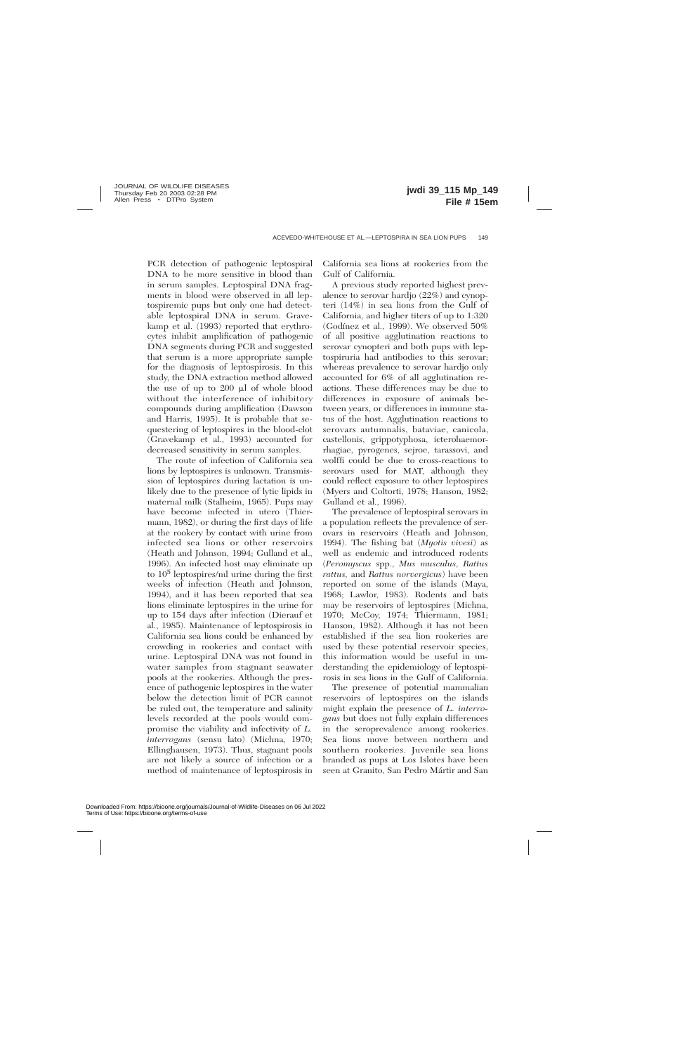PCR detection of pathogenic leptospiral DNA to be more sensitive in blood than in serum samples. Leptospiral DNA fragments in blood were observed in all leptospiremic pups but only one had detectable leptospiral DNA in serum. Gravekamp et al. (1993) reported that erythrocytes inhibit amplification of pathogenic DNA segments during PCR and suggested that serum is a more appropriate sample for the diagnosis of leptospirosis. In this study, the DNA extraction method allowed the use of up to 200 μl of whole blood without the interference of inhibitory compounds during amplification (Dawson and Harris, 1995). It is probable that sequestering of leptospires in the blood-clot (Gravekamp et al., 1993) accounted for decreased sensitivity in serum samples.

The route of infection of California sea lions by leptospires is unknown. Transmission of leptospires during lactation is unlikely due to the presence of lytic lipids in maternal milk (Stalheim, 1965). Pups may have become infected in utero (Thiermann, 1982), or during the first days of life at the rookery by contact with urine from infected sea lions or other reservoirs (Heath and Johnson, 1994; Gulland et al., 1996). An infected host may eliminate up to $10^5$ leptospires/ml urine during the first weeks of infection (Heath and Johnson, 1994), and it has been reported that sea lions eliminate leptospires in the urine for up to 154 days after infection (Dierauf et al., 1985). Maintenance of leptospirosis in California sea lions could be enhanced by crowding in rookeries and contact with urine. Leptospiral DNA was not found in water samples from stagnant seawater pools at the rookeries. Although the presence of pathogenic leptospires in the water below the detection limit of PCR cannot be ruled out, the temperature and salinity levels recorded at the pools would compromise the viability and infectivity of *L. interrogans* (sensu lato) (Michna, 1970; Ellinghausen, 1973). Thus, stagnant pools are not likely a source of infection or a method of maintenance of leptospirosis in California sea lions at rookeries from the Gulf of California.

A previous study reported highest prevalence to serovar hardjo (22%) and cynopteri (14%) in sea lions from the Gulf of California, and higher titers of up to 1:320 (Godínez et al., 1999). We observed 50% of all positive agglutination reactions to serovar cynopteri and both pups with leptospiruria had antibodies to this serovar; whereas prevalence to serovar hardjo only accounted for 6% of all agglutination reactions. These differences may be due to differences in exposure of animals between years, or differences in immune status of the host. Agglutination reactions to serovars autumnalis, bataviae, canicola, castellonis, grippotyphosa, icterohaemorrhagiae, pyrogenes, sejroe, tarassovi, and wolffi could be due to cross-reactions to serovars used for MAT, although they could reflect exposure to other leptospires (Myers and Coltorti, 1978; Hanson, 1982; Gulland et al., 1996).

The prevalence of leptospiral serovars in a population reflects the prevalence of serovars in reservoirs (Heath and Johnson, 1994). The fishing bat (*Myotis vivesi*) as well as endemic and introduced rodents (*Peromyscus* spp., *Mus musculus*, *Rattus rattus*, and *Rattus norvergicus*) have been reported on some of the islands (Maya, 1968; Lawlor, 1983). Rodents and bats may be reservoirs of leptospires (Michna, 1970; McCoy, 1974; Thiermann, 1981; Hanson, 1982). Although it has not been established if the sea lion rookeries are used by these potential reservoir species, this information would be useful in understanding the epidemiology of leptospirosis in sea lions in the Gulf of California.

The presence of potential mammalian reservoirs of leptospires on the islands might explain the presence of *L. interrogans* but does not fully explain differences in the seroprevalence among rookeries. Sea lions move between northern and southern rookeries. Juvenile sea lions branded as pups at Los Islotes have been seen at Granito, San Pedro Mártir and San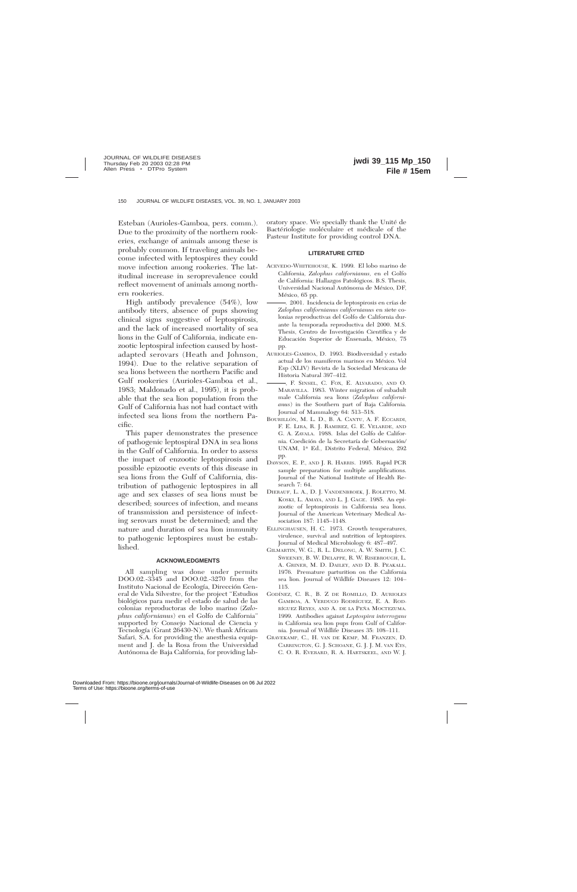Esteban (Aurioles-Gamboa, pers. comm.). Due to the proximity of the northern rookeries, exchange of animals among these is probably common. If traveling animals become infected with leptospires they could move infection among rookeries. The latitudinal increase in seroprevalence could reflect movement of animals among northern rookeries.

High antibody prevalence (54%), low antibody titers, absence of pups showing clinical signs suggestive of leptospirosis, and the lack of increased mortality of sea lions in the Gulf of California, indicate enzootic leptospiral infection caused by host-adapted serovars (Heath and Johnson, 1994). Due to the relative separation of sea lions between the northern Pacific and Gulf rookeries (Aurioles-Gamboa et al., 1983; Maldonado et al., 1995), it is probable that the sea lion population from the Gulf of California has not had contact with infected sea lions from the northern Pacific.

This paper demonstrates the presence of pathogenic leptospiral DNA in sea lions in the Gulf of California. In order to assess the impact of enzootic leptospirosis and possible epizootic events of this disease in sea lions from the Gulf of California, distribution of pathogenic leptospires in all age and sex classes of sea lions must be described; sources of infection, and means of transmission and persistence of infecting serovars must be determined; and the nature and duration of sea lion immunity to pathogenic leptospires must be established.

## ACKNOWLEDGMENTS

All sampling was done under permits DOO.02.-3345 and DOO.02.-3270 from the Instituto Nacional de Ecología, Dirección General de Vida Silvestre, for the project "Estudios biológicos para medir el estado de salud de las colonias reproductoras de lobo marino (*Zalophus californianus*) en el Golfo de California" supported by Consejo Nacional de Ciencia y Tecnología (Grant 26430-N). We thank Africam Safari, S.A. for providing the anesthesia equipment and J. de la Rosa from the Universidad Autónoma de Baja California, for providing laboratory space. We specially thank the Unité de Bactériologie moléculaire et médicale of the Pasteur Institute for providing control DNA.

## LITERATURE CITED

ACEVEDO-WHITEHOUSE, K. 1999. El lobo marino de California, *Zalophus californianus*, en el Golfo de California: Hallazgos Patológicos. B.S. Thesis, Universidad Nacional Autónoma de México, DF, México, 65 pp.

———. 2001. Incidencia de leptospirosis en crías de *Zalophus californianus californianus* en siete colonias reproductivas del Golfo de California durante la temporada reproductiva del 2000. M.S. Thesis, Centro de Investigación Científica y de Educación Superior de Ensenada, México, 75 pp.

AURIOLES-GAMBOA, D. 1993. Biodiversidad y estado actual de los mamíferos marinos en México. Vol Esp (XLIV) Revista de la Sociedad Mexicana de Historia Natural 397–412.

———, F. SINSEL, C. FOX, E. ALVARADO, AND O. MARAVILLA. 1983. Winter migration of subadult male California sea lions (*Zalophus californianus*) in the Southern part of Baja California. Journal of Mammalogy 64: 513–518.

BOURILLÓN, M. L. D., B. A. CANTU, A. F. ECCARDI, F. E. LIRA, R. J. RAMIREZ, G. E. VELARDE, AND G. A. ZAVALA. 1988. Islas del Golfo de California. Coedición de la Secretaría de Gobernación/UNAM, 1ª Ed., Distrito Federal, México, 292 pp.

DAWSON, E. P., AND J. R. HARRIS. 1995. Rapid PCR sample preparation for multiple amplifications. Journal of the National Institute of Health Research 7: 64.

DIERAUF, L. A., D. J. VANDENBROEK, J. ROLETTO, M. KOSKI, L. AMAYA, AND L. J. GAGE. 1985. An epizootic of leptospirosis in California sea lions. Journal of the American Veterinary Medical Association 187: 1145–1148.

ELLINGHAUSEN, H. C. 1973. Growth temperatures, virulence, survival and nutrition of leptospires. Journal of Medical Microbiology 6: 487–497.

GILMARTIN, W. G., R. L. DELONG, A. W. SMITH, J. C. SWEENEY, B. W. DELAPPE, R. W. RISEBROUGH, L. A. GRINER, M. D. DAILEY, AND D. B. PEAKALL. 1976. Premature parturition on the California sea lion. Journal of Wildlife Diseases 12: 104–115.

GODÍNEZ, C. R., B. Z DE ROMILLO, D. AURIOLES GAMBOA, A. VERDUGO RODRÍGUEZ, E. A. RODRÍGUEZ REYES, AND A. DE LA PEÑA MOCTEZUMA. 1999. Antibodies against *Leptospira interrogans* in California sea lion pups from Gulf of California. Journal of Wildlife Diseases 35: 108–111.

GRAVEKAMP, C., H. VAN DE KEMP, M. FRANZEN, D. CARRINGTON, G. J. SCHOANE, G. J. J. M. VAN EYS, C. O. R. EVERARD, R. A. HARTSKEEL, AND W. J.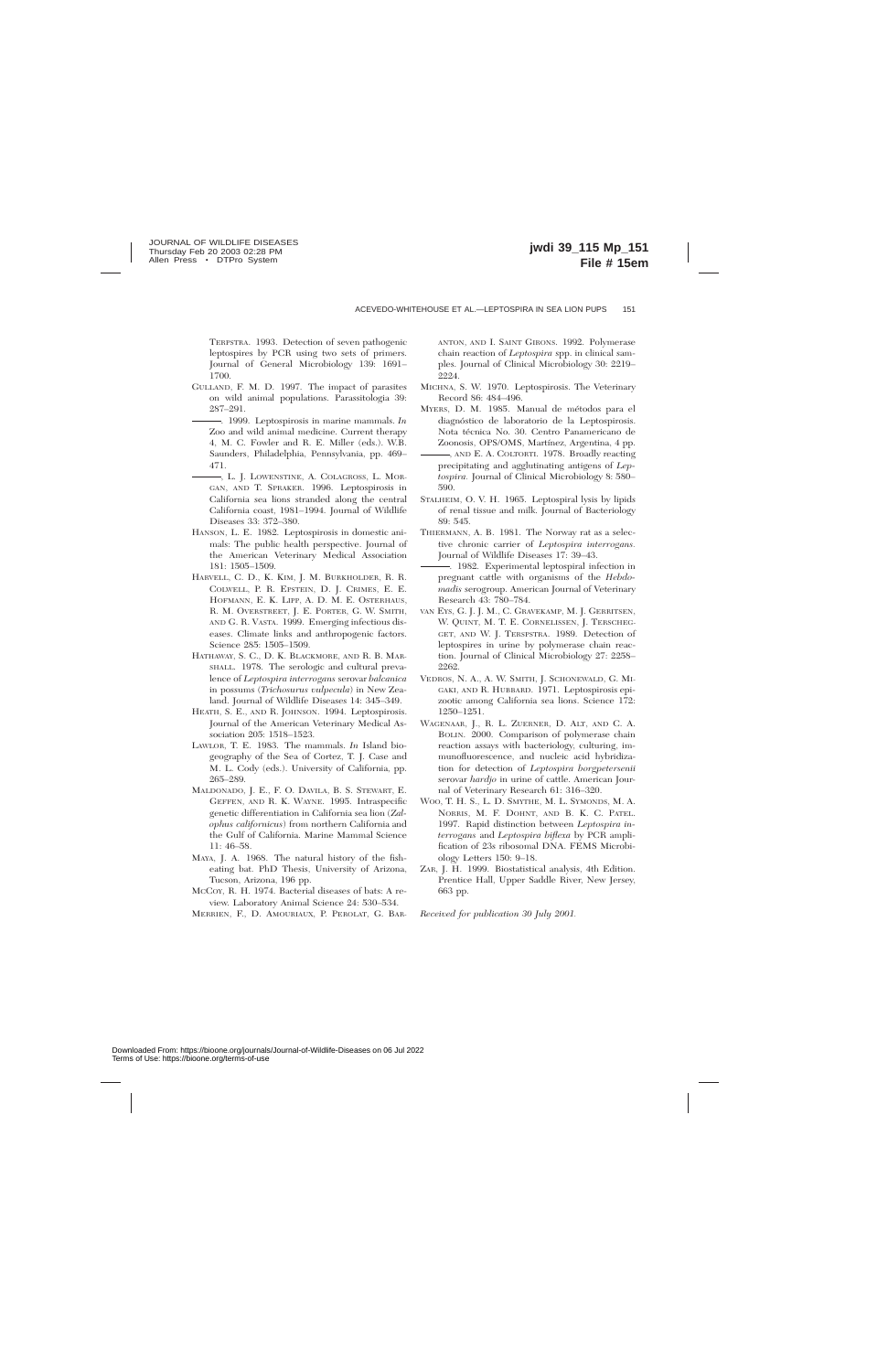Terpstra. 1993. Detection of seven pathogenic leptospires by PCR using two sets of primers. Journal of General Microbiology 139: 1691–1700.

Gulland, F. M. D. 1997. The impact of parasites on wild animal populations. Parassitologia 39: 287–291.

———. 1999. Leptospirosis in marine mammals. *In* Zoo and wild animal medicine. Current therapy 4, M. C. Fowler and R. E. Miller (eds.). W.B. Saunders, Philadelphia, Pennsylvania, pp. 469–471.

———, L. J. Lowenstine, A. Colagross, L. Morgan, and T. Spraker. 1996. Leptospirosis in California sea lions stranded along the central California coast, 1981–1994. Journal of Wildlife Diseases 33: 372–380.

Hanson, L. E. 1982. Leptospirosis in domestic animals: The public health perspective. Journal of the American Veterinary Medical Association 181: 1505–1509.

Harvell, C. D., K. Kim, J. M. Burkholder, R. R. Colwell, P. R. Epstein, D. J. Crimes, E. E. Hofmann, E. K. Lipp, A. D. M. E. Osterhaus, R. M. Overstreet, J. E. Porter, G. W. Smith, and G. R. Vasta. 1999. Emerging infectious diseases. Climate links and anthropogenic factors. Science 285: 1505–1509.

Hathaway, S. C., D. K. Blackmore, and R. B. Marshall. 1978. The serologic and cultural prevalence of *Leptospira interrogans* serovar *balcanica* in possums (*Trichosurus vulpecula*) in New Zealand. Journal of Wildlife Diseases 14: 345–349.

Heath, S. E., and R. Johnson. 1994. Leptospirosis. Journal of the American Veterinary Medical Association 205: 1518–1523.

Lawlor, T. E. 1983. The mammals. *In* Island biogeography of the Sea of Cortez, T. J. Case and M. L. Cody (eds.). University of California, pp. 265–289.

Maldonado, J. E., F. O. Davila, B. S. Stewart, E. Geffen, and R. K. Wayne. 1995. Intraspecific genetic differentiation in California sea lion (*Zalophus californicus*) from northern California and the Gulf of California. Marine Mammal Science 11: 46–58.

Maya, J. A. 1968. The natural history of the fish-eating bat. PhD Thesis, University of Arizona, Tucson, Arizona, 196 pp.

McCoy, R. H. 1974. Bacterial diseases of bats: A review. Laboratory Animal Science 24: 530–534.

Merrien, F., D. Amouriaux, P. Perolat, G. Baranton, and I. Saint Girons. 1992. Polymerase chain reaction of *Leptospira* spp. in clinical samples. Journal of Clinical Microbiology 30: 2219–2224.

Michna, S. W. 1970. Leptospirosis. The Veterinary Record 86: 484–496.

Myers, D. M. 1985. Manual de métodos para el diagnóstico de laboratorio de la Leptospirosis. Nota técnica No. 30. Centro Panamericano de Zoonosis, OPS/OMS, Martínez, Argentina, 4 pp.

———, and E. A. Coltorti. 1978. Broadly reacting precipitating and agglutinating antigens of *Leptospira*. Journal of Clinical Microbiology 8: 580–590.

Stalheim, O. V. H. 1965. Leptospiral lysis by lipids of renal tissue and milk. Journal of Bacteriology 89: 545.

Thiermann, A. B. 1981. The Norway rat as a selective chronic carrier of *Leptospira interrogans*. Journal of Wildlife Diseases 17: 39–43.

———. 1982. Experimental leptospiral infection in pregnant cattle with organisms of the *Hebdomadis* serogroup. American Journal of Veterinary Research 43: 780–784.

van Eys, G. J. J. M., C. Gravekamp, M. J. Gerritsen, W. Quint, M. T. E. Cornelissen, J. Terschegget, and W. J. Tersfstra. 1989. Detection of leptospires in urine by polymerase chain reaction. Journal of Clinical Microbiology 27: 2258–2262.

Vedros, N. A., A. W. Smith, J. Schonewald, G. Migaki, and R. Hubbard. 1971. Leptospirosis epizootic among California sea lions. Science 172: 1250–1251.

Wagenaar, J., R. L. Zuerner, D. Alt, and C. A. Bolin. 2000. Comparison of polymerase chain reaction assays with bacteriology, culturing, immunofluorescence, and nucleic acid hybridization for detection of *Leptospira borgpetersenii* serovar *hardjo* in urine of cattle. American Journal of Veterinary Research 61: 316–320.

Woo, T. H. S., L. D. Smythe, M. L. Symonds, M. A. Norris, M. F. Dohnt, and B. K. C. Patel. 1997. Rapid distinction between *Leptospira interrogans* and *Leptospira biflexa* by PCR amplification of 23s ribosomal DNA. FEMS Microbiology Letters 150: 9–18.

Zar, J. H. 1999. Biostatistical analysis, 4th Edition. Prentice Hall, Upper Saddle River, New Jersey, 663 pp.

*Received for publication 30 July 2001.*